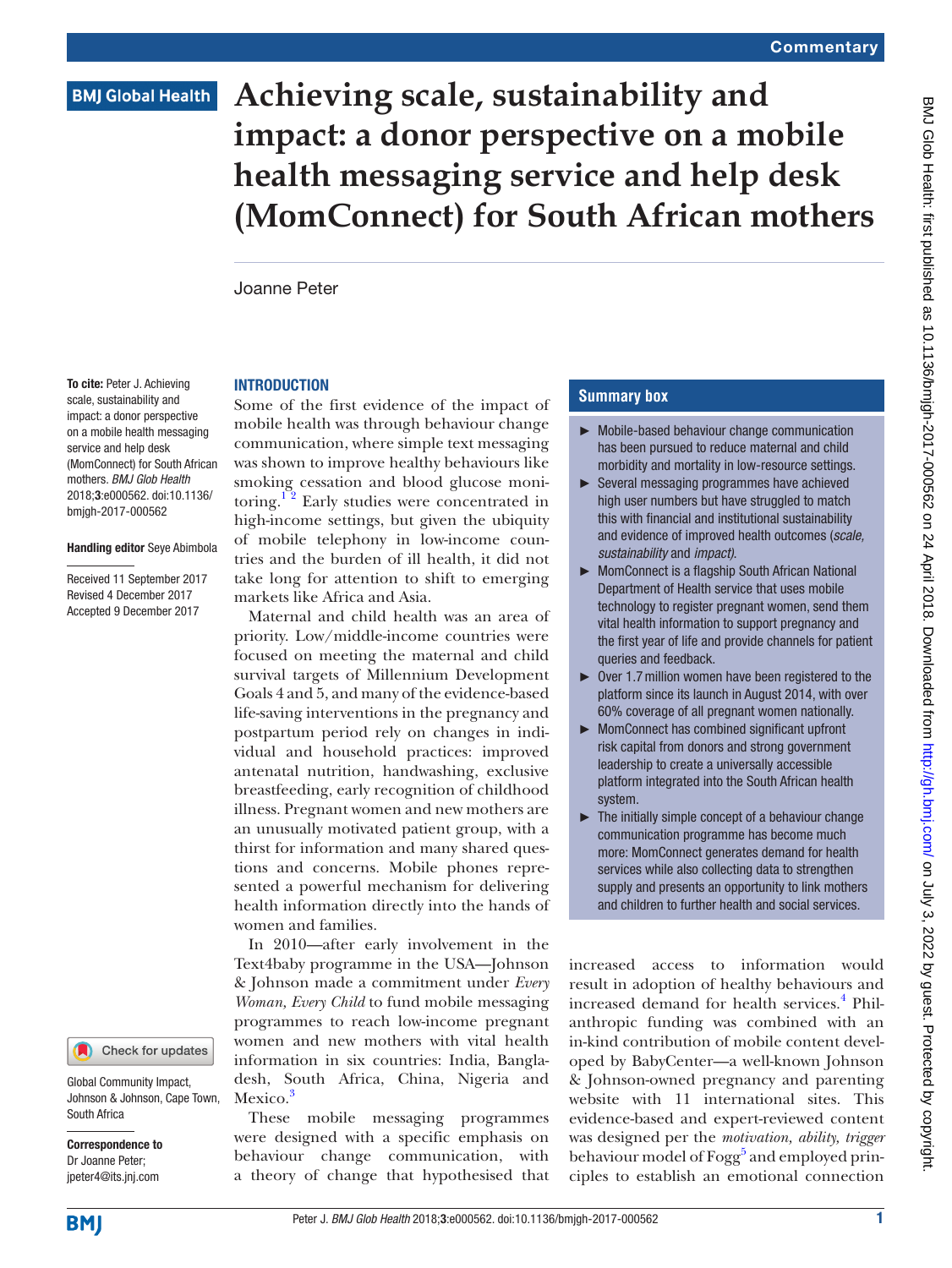Commentary

BMJ Global Health

# Achieving scale, sustainability and impact: a donor perspective on a mobile health messaging service and help desk (MomConnect) for South African mothers

Joanne Peter

**To cite:** Peter J. Achieving scale, sustainability and impact: a donor perspective on a mobile health messaging service and help desk (MomConnect) for South African mothers. *BMJ Glob Health* 2018;**3**:e000562. doi:10.1136/bmjgh-2017-000562

**Handling editor** Seye Abimbola

Received 11 September 2017
Revised 4 December 2017
Accepted 9 December 2017

Global Community Impact, Johnson & Johnson, Cape Town, South Africa

**Correspondence to**
Dr Joanne Peter;
jpeter4@its.jnj.com

## Summary box

- Mobile-based behaviour change communication has been pursued to reduce maternal and child morbidity and mortality in low-resource settings.
- Several messaging programmes have achieved high user numbers but have struggled to match this with financial and institutional sustainability and evidence of improved health outcomes (*scale, sustainability* and *impact*).
- MomConnect is a flagship South African National Department of Health service that uses mobile technology to register pregnant women, send them vital health information to support pregnancy and the first year of life and provide channels for patient queries and feedback.
- Over 1.7 million women have been registered to the platform since its launch in August 2014, with over 60% coverage of all pregnant women nationally.
- MomConnect has combined significant upfront risk capital from donors and strong government leadership to create a universally accessible platform integrated into the South African health system.
- The initially simple concept of a behaviour change communication programme has become much more: MomConnect generates demand for health services while also collecting data to strengthen supply and presents an opportunity to link mothers and children to further health and social services.

## INTRODUCTION

Some of the first evidence of the impact of mobile health was through behaviour change communication, where simple text messaging was shown to improve healthy behaviours like smoking cessation and blood glucose monitoring.[1 2] Early studies were concentrated in high-income settings, but given the ubiquity of mobile telephony in low-income countries and the burden of ill health, it did not take long for attention to shift to emerging markets like Africa and Asia.

Maternal and child health was an area of priority. Low/middle-income countries were focused on meeting the maternal and child survival targets of Millennium Development Goals 4 and 5, and many of the evidence-based life-saving interventions in the pregnancy and postpartum period rely on changes in individual and household practices: improved antenatal nutrition, handwashing, exclusive breastfeeding, early recognition of childhood illness. Pregnant women and new mothers are an unusually motivated patient group, with a thirst for information and many shared questions and concerns. Mobile phones represented a powerful mechanism for delivering health information directly into the hands of women and families.

In 2010—after early involvement in the Text4baby programme in the USA—Johnson & Johnson made a commitment under *Every Woman, Every Child* to fund mobile messaging programmes to reach low-income pregnant women and new mothers with vital health information in six countries: India, Bangladesh, South Africa, China, Nigeria and Mexico.[3]

These mobile messaging programmes were designed with a specific emphasis on behaviour change communication, with a theory of change that hypothesised that increased access to information would result in adoption of healthy behaviours and increased demand for health services.[4] Philanthropic funding was combined with an in-kind contribution of mobile content developed by BabyCenter—a well-known Johnson & Johnson-owned pregnancy and parenting website with 11 international sites. This evidence-based and expert-reviewed content was designed per the *motivation, ability, trigger* behaviour model of Fogg[5] and employed principles to establish an emotional connection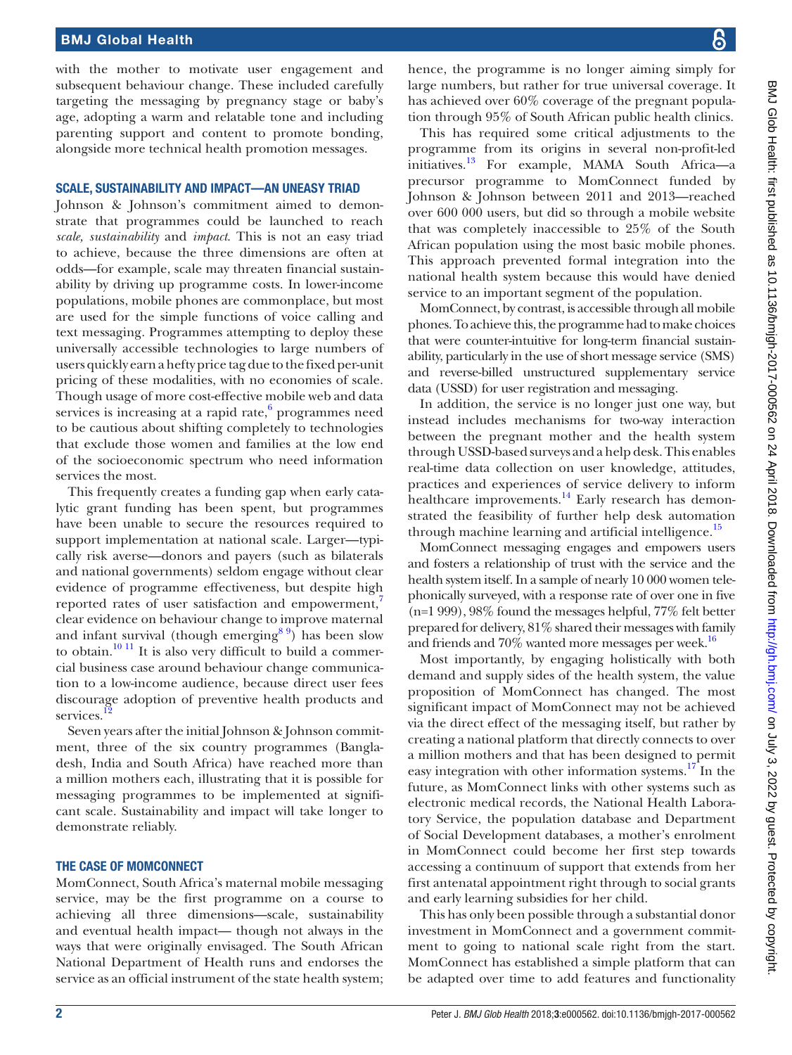with the mother to motivate user engagement and subsequent behaviour change. These included carefully targeting the messaging by pregnancy stage or baby's age, adopting a warm and relatable tone and including parenting support and content to promote bonding, alongside more technical health promotion messages.

## SCALE, SUSTAINABILITY AND IMPACT—AN UNEASY TRIAD

Johnson & Johnson's commitment aimed to demonstrate that programmes could be launched to reach *scale, sustainability* and *impact*. This is not an easy triad to achieve, because the three dimensions are often at odds—for example, scale may threaten financial sustainability by driving up programme costs. In lower-income populations, mobile phones are commonplace, but most are used for the simple functions of voice calling and text messaging. Programmes attempting to deploy these universally accessible technologies to large numbers of users quickly earn a hefty price tag due to the fixed per-unit pricing of these modalities, with no economies of scale. Though usage of more cost-effective mobile web and data services is increasing at a rapid rate,[6] programmes need to be cautious about shifting completely to technologies that exclude those women and families at the low end of the socioeconomic spectrum who need information services the most.

This frequently creates a funding gap when early catalytic grant funding has been spent, but programmes have been unable to secure the resources required to support implementation at national scale. Larger—typically risk averse—donors and payers (such as bilaterals and national governments) seldom engage without clear evidence of programme effectiveness, but despite high reported rates of user satisfaction and empowerment,[7] clear evidence on behaviour change to improve maternal and infant survival (though emerging[8,9]) has been slow to obtain.[10,11] It is also very difficult to build a commercial business case around behaviour change communication to a low-income audience, because direct user fees discourage adoption of preventive health products and services.[12]

Seven years after the initial Johnson & Johnson commitment, three of the six country programmes (Bangladesh, India and South Africa) have reached more than a million mothers each, illustrating that it is possible for messaging programmes to be implemented at significant scale. Sustainability and impact will take longer to demonstrate reliably.

## THE CASE OF MOMCONNECT

MomConnect, South Africa's maternal mobile messaging service, may be the first programme on a course to achieving all three dimensions—scale, sustainability and eventual health impact— though not always in the ways that were originally envisaged. The South African National Department of Health runs and endorses the service as an official instrument of the state health system; hence, the programme is no longer aiming simply for large numbers, but rather for true universal coverage. It has achieved over 60% coverage of the pregnant population through 95% of South African public health clinics.

This has required some critical adjustments to the programme from its origins in several non-profit-led initiatives.[13] For example, MAMA South Africa—a precursor programme to MomConnect funded by Johnson & Johnson between 2011 and 2013—reached over 600 000 users, but did so through a mobile website that was completely inaccessible to 25% of the South African population using the most basic mobile phones. This approach prevented formal integration into the national health system because this would have denied service to an important segment of the population.

MomConnect, by contrast, is accessible through all mobile phones. To achieve this, the programme had to make choices that were counter-intuitive for long-term financial sustainability, particularly in the use of short message service (SMS) and reverse-billed unstructured supplementary service data (USSD) for user registration and messaging.

In addition, the service is no longer just one way, but instead includes mechanisms for two-way interaction between the pregnant mother and the health system through USSD-based surveys and a help desk. This enables real-time data collection on user knowledge, attitudes, practices and experiences of service delivery to inform healthcare improvements.[14] Early research has demonstrated the feasibility of further help desk automation through machine learning and artificial intelligence.[15]

MomConnect messaging engages and empowers users and fosters a relationship of trust with the service and the health system itself. In a sample of nearly 10 000 women telephonically surveyed, with a response rate of over one in five (n=1 999), 98% found the messages helpful, 77% felt better prepared for delivery, 81% shared their messages with family and friends and 70% wanted more messages per week.[16]

Most importantly, by engaging holistically with both demand and supply sides of the health system, the value proposition of MomConnect has changed. The most significant impact of MomConnect may not be achieved via the direct effect of the messaging itself, but rather by creating a national platform that directly connects to over a million mothers and that has been designed to permit easy integration with other information systems.[17] In the future, as MomConnect links with other systems such as electronic medical records, the National Health Laboratory Service, the population database and Department of Social Development databases, a mother's enrolment in MomConnect could become her first step towards accessing a continuum of support that extends from her first antenatal appointment right through to social grants and early learning subsidies for her child.

This has only been possible through a substantial donor investment in MomConnect and a government commitment to going to national scale right from the start. MomConnect has established a simple platform that can be adapted over time to add features and functionality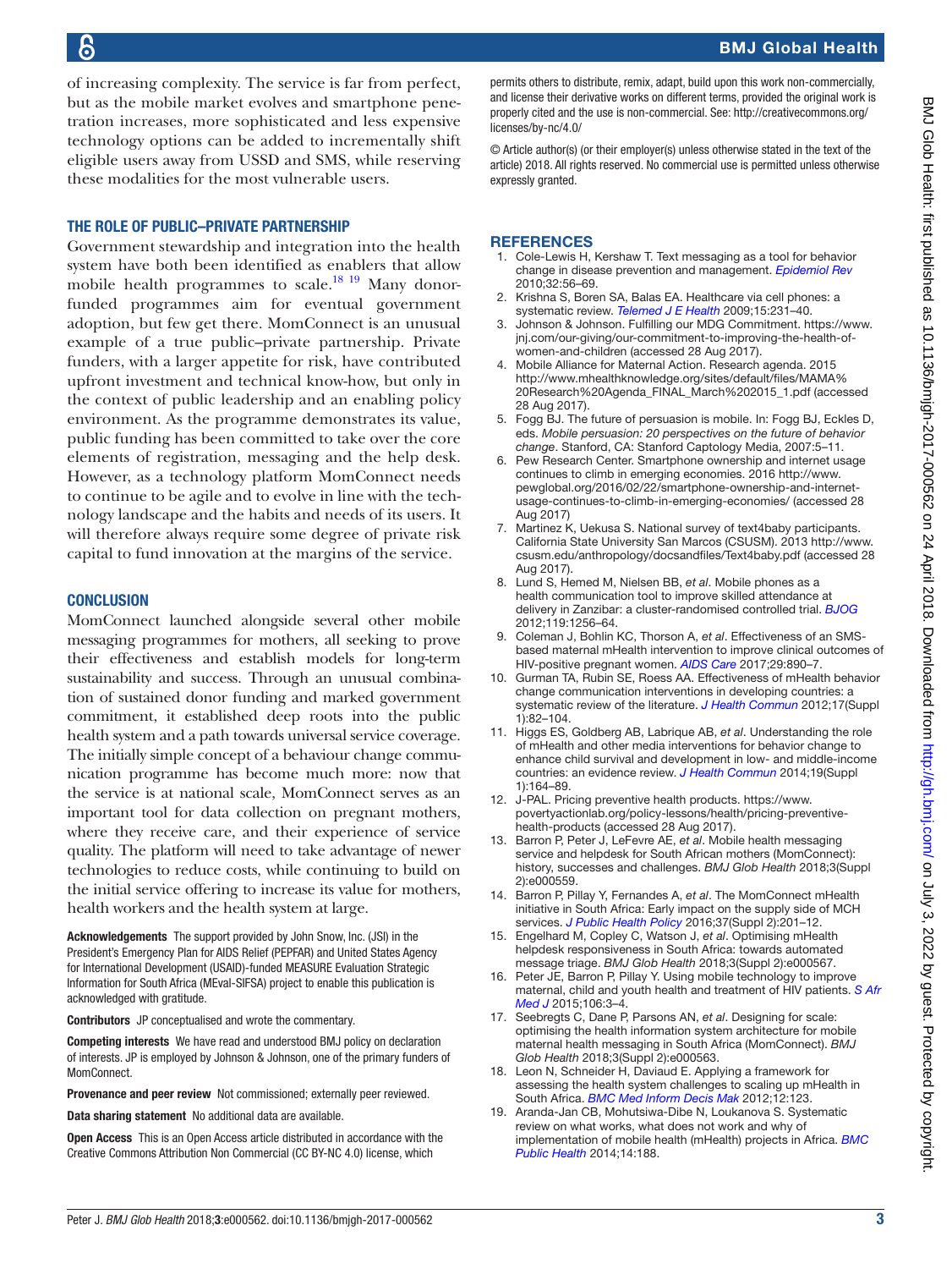of increasing complexity. The service is far from perfect, but as the mobile market evolves and smartphone penetration increases, more sophisticated and less expensive technology options can be added to incrementally shift eligible users away from USSD and SMS, while reserving these modalities for the most vulnerable users.

## THE ROLE OF PUBLIC–PRIVATE PARTNERSHIP

Government stewardship and integration into the health system have both been identified as enablers that allow mobile health programmes to scale.[18 19] Many donor-funded programmes aim for eventual government adoption, but few get there. MomConnect is an unusual example of a true public–private partnership. Private funders, with a larger appetite for risk, have contributed upfront investment and technical know-how, but only in the context of public leadership and an enabling policy environment. As the programme demonstrates its value, public funding has been committed to take over the core elements of registration, messaging and the help desk. However, as a technology platform MomConnect needs to continue to be agile and to evolve in line with the technology landscape and the habits and needs of its users. It will therefore always require some degree of private risk capital to fund innovation at the margins of the service.

## CONCLUSION

MomConnect launched alongside several other mobile messaging programmes for mothers, all seeking to prove their effectiveness and establish models for long-term sustainability and success. Through an unusual combination of sustained donor funding and marked government commitment, it established deep roots into the public health system and a path towards universal service coverage. The initially simple concept of a behaviour change communication programme has become much more: now that the service is at national scale, MomConnect serves as an important tool for data collection on pregnant mothers, where they receive care, and their experience of service quality. The platform will need to take advantage of newer technologies to reduce costs, while continuing to build on the initial service offering to increase its value for mothers, health workers and the health system at large.

**Acknowledgements** The support provided by John Snow, Inc. (JSI) in the President's Emergency Plan for AIDS Relief (PEPFAR) and United States Agency for International Development (USAID)-funded MEASURE Evaluation Strategic Information for South Africa (MEval-SIFSA) project to enable this publication is acknowledged with gratitude.

**Contributors** JP conceptualised and wrote the commentary.

**Competing interests** We have read and understood BMJ policy on declaration of interests. JP is employed by Johnson & Johnson, one of the primary funders of MomConnect.

**Provenance and peer review** Not commissioned; externally peer reviewed.

**Data sharing statement** No additional data are available.

**Open Access** This is an Open Access article distributed in accordance with the Creative Commons Attribution Non Commercial (CC BY-NC 4.0) license, which permits others to distribute, remix, adapt, build upon this work non-commercially, and license their derivative works on different terms, provided the original work is properly cited and the use is non-commercial. See: http://creativecommons.org/licenses/by-nc/4.0/

© Article author(s) (or their employer(s) unless otherwise stated in the text of the article) 2018. All rights reserved. No commercial use is permitted unless otherwise expressly granted.

## REFERENCES

1. Cole-Lewis H, Kershaw T. Text messaging as a tool for behavior change in disease prevention and management. *Epidemiol Rev* 2010;32:56–69.
2. Krishna S, Boren SA, Balas EA. Healthcare via cell phones: a systematic review. *Telemed J E Health* 2009;15:231–40.
3. Johnson & Johnson. Fulfilling our MDG Commitment. https://www.jnj.com/our-giving/our-commitment-to-improving-the-health-of-women-and-children (accessed 28 Aug 2017).
4. Mobile Alliance for Maternal Action. Research agenda. 2015 http://www.mhealthknowledge.org/sites/default/files/MAMA%20Research%20Agenda_FINAL_March%202015_1.pdf (accessed 28 Aug 2017).
5. Fogg BJ. The future of persuasion is mobile. In: Fogg BJ, Eckles D, eds. *Mobile persuasion: 20 perspectives on the future of behavior change*. Stanford, CA: Stanford Captology Media, 2007:5–11.
6. Pew Research Center. Smartphone ownership and internet usage continues to climb in emerging economies. 2016 http://www.pewglobal.org/2016/02/22/smartphone-ownership-and-internet-usage-continues-to-climb-in-emerging-economies/ (accessed 28 Aug 2017)
7. Martinez K, Uekusa S. National survey of text4baby participants. California State University San Marcos (CSUSM). 2013 http://www.csusm.edu/anthropology/docsandfiles/Text4baby.pdf (accessed 28 Aug 2017).
8. Lund S, Hemed M, Nielsen BB, *et al*. Mobile phones as a health communication tool to improve skilled attendance at delivery in Zanzibar: a cluster-randomised controlled trial. *BJOG* 2012;119:1256–64.
9. Coleman J, Bohlin KC, Thorson A, *et al*. Effectiveness of an SMS-based maternal mHealth intervention to improve clinical outcomes of HIV-positive pregnant women. *AIDS Care* 2017;29:890–7.
10. Gurman TA, Rubin SE, Roess AA. Effectiveness of mHealth behavior change communication interventions in developing countries: a systematic review of the literature. *J Health Commun* 2012;17(Suppl 1):82–104.
11. Higgs ES, Goldberg AB, Labrique AB, *et al*. Understanding the role of mHealth and other media interventions for behavior change to enhance child survival and development in low- and middle-income countries: an evidence review. *J Health Commun* 2014;19(Suppl 1):164–89.
12. J-PAL. Pricing preventive health products. https://www.povertyactionlab.org/policy-lessons/health/pricing-preventive-health-products (accessed 28 Aug 2017).
13. Barron P, Peter J, LeFevre AE, *et al*. Mobile health messaging service and helpdesk for South African mothers (MomConnect): history, successes and challenges. *BMJ Glob Health* 2018;3(Suppl 2):e000559.
14. Barron P, Pillay Y, Fernandes A, *et al*. The MomConnect mHealth initiative in South Africa: Early impact on the supply side of MCH services. *J Public Health Policy* 2016;37(Suppl 2):201–12.
15. Engelhard M, Copley C, Watson J, *et al*. Optimising mHealth helpdesk responsiveness in South Africa: towards automated message triage. *BMJ Glob Health* 2018;3(Suppl 2):e000567.
16. Peter JE, Barron P, Pillay Y. Using mobile technology to improve maternal, child and youth health and treatment of HIV patients. *S Afr Med J* 2015;106:3–4.
17. Seebregts C, Dane P, Parsons AN, *et al*. Designing for scale: optimising the health information system architecture for mobile maternal health messaging in South Africa (MomConnect). *BMJ Glob Health* 2018;3(Suppl 2):e000563.
18. Leon N, Schneider H, Daviaud E. Applying a framework for assessing the health system challenges to scaling up mHealth in South Africa. *BMC Med Inform Decis Mak* 2012;12:123.
19. Aranda-Jan CB, Mohutsiwa-Dibe N, Loukanova S. Systematic review on what works, what does not work and why of implementation of mobile health (mHealth) projects in Africa. *BMC Public Health* 2014;14:188.